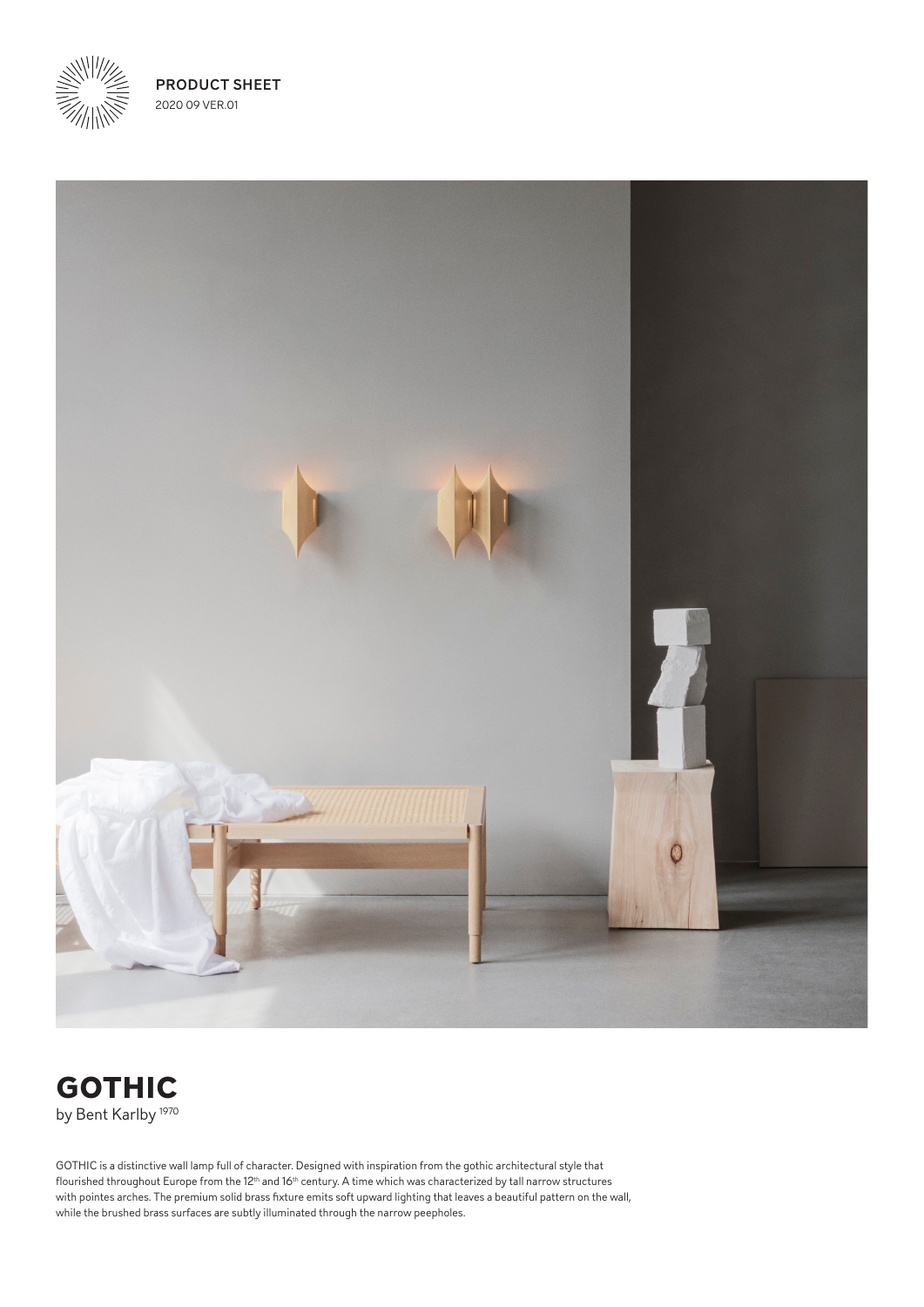**PRODUCT SHEET**
2020 09 VER.01

# GOTHIC

by Bent Karlby [1970]

GOTHIC is a distinctive wall lamp full of character. Designed with inspiration from the gothic architectural style that flourished throughout Europe from the 12th and 16th century. A time which was characterized by tall narrow structures with pointes arches. The premium solid brass fixture emits soft upward lighting that leaves a beautiful pattern on the wall, while the brushed brass surfaces are subtly illuminated through the narrow peepholes.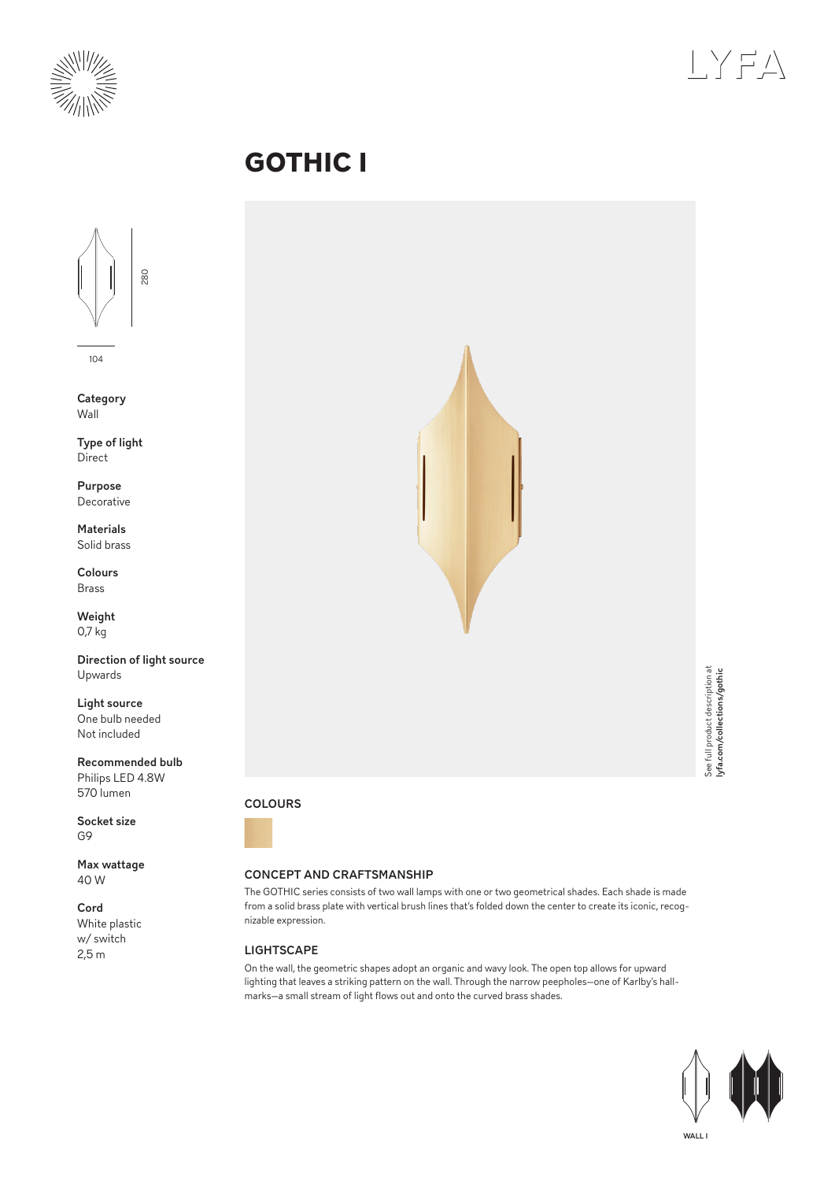# GOTHIC I

280

104

**Category**
Wall

**Type of light**
Direct

**Purpose**
Decorative

**Materials**
Solid brass

**Colours**
Brass

**Weight**
0,7 kg

**Direction of light source**
Upwards

**Light source**
One bulb needed
Not included

**Recommended bulb**
Philips LED 4.8W
570 lumen

**Socket size**
G9

**Max wattage**
40 W

**Cord**
White plastic
w/ switch
2,5 m

See full product description at **lyfa.com/collections/gothic**

## COLOURS

## CONCEPT AND CRAFTSMANSHIP

The GOTHIC series consists of two wall lamps with one or two geometrical shades. Each shade is made from a solid brass plate with vertical brush lines that's folded down the center to create its iconic, recognizable expression.

## LIGHTSCAPE

On the wall, the geometric shapes adopt an organic and wavy look. The open top allows for upward lighting that leaves a striking pattern on the wall. Through the narrow peepholes—one of Karlby's hallmarks—a small stream of light flows out and onto the curved brass shades.

WALL I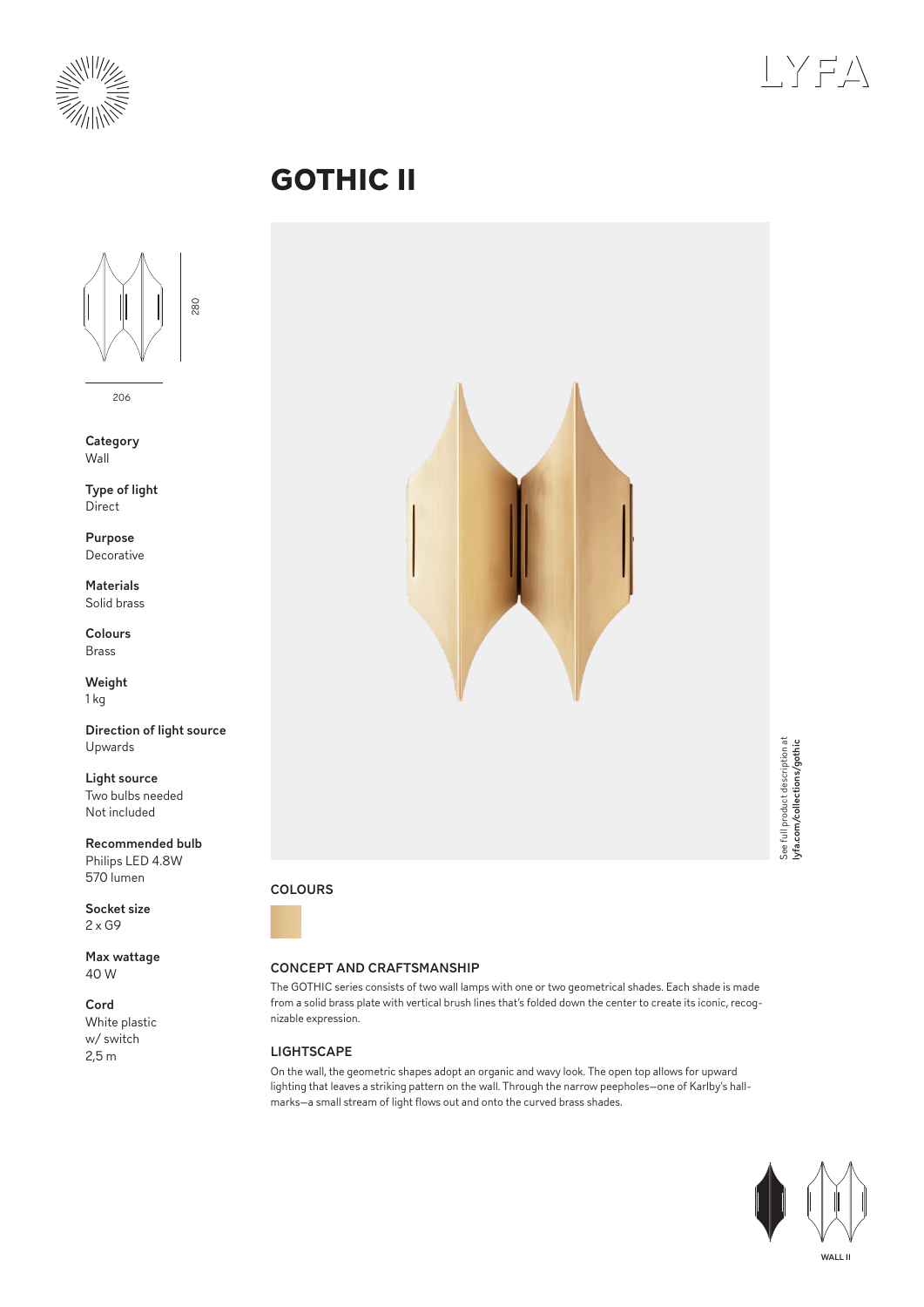# GOTHIC II

280

206

**Category**
Wall

**Type of light**
Direct

**Purpose**
Decorative

**Materials**
Solid brass

**Colours**
Brass

**Weight**
1 kg

**Direction of light source**
Upwards

**Light source**
Two bulbs needed
Not included

**Recommended bulb**
Philips LED 4.8W
570 lumen

**Socket size**
2 x G9

**Max wattage**
40 W

**Cord**
White plastic
w/ switch
2,5 m

See full product description at
**lyfa.com/collections/gothic**

## COLOURS

## CONCEPT AND CRAFTSMANSHIP

The GOTHIC series consists of two wall lamps with one or two geometrical shades. Each shade is made from a solid brass plate with vertical brush lines that's folded down the center to create its iconic, recognizable expression.

## LIGHTSCAPE

On the wall, the geometric shapes adopt an organic and wavy look. The open top allows for upward lighting that leaves a striking pattern on the wall. Through the narrow peepholes—one of Karlby's hallmarks—a small stream of light flows out and onto the curved brass shades.

WALL II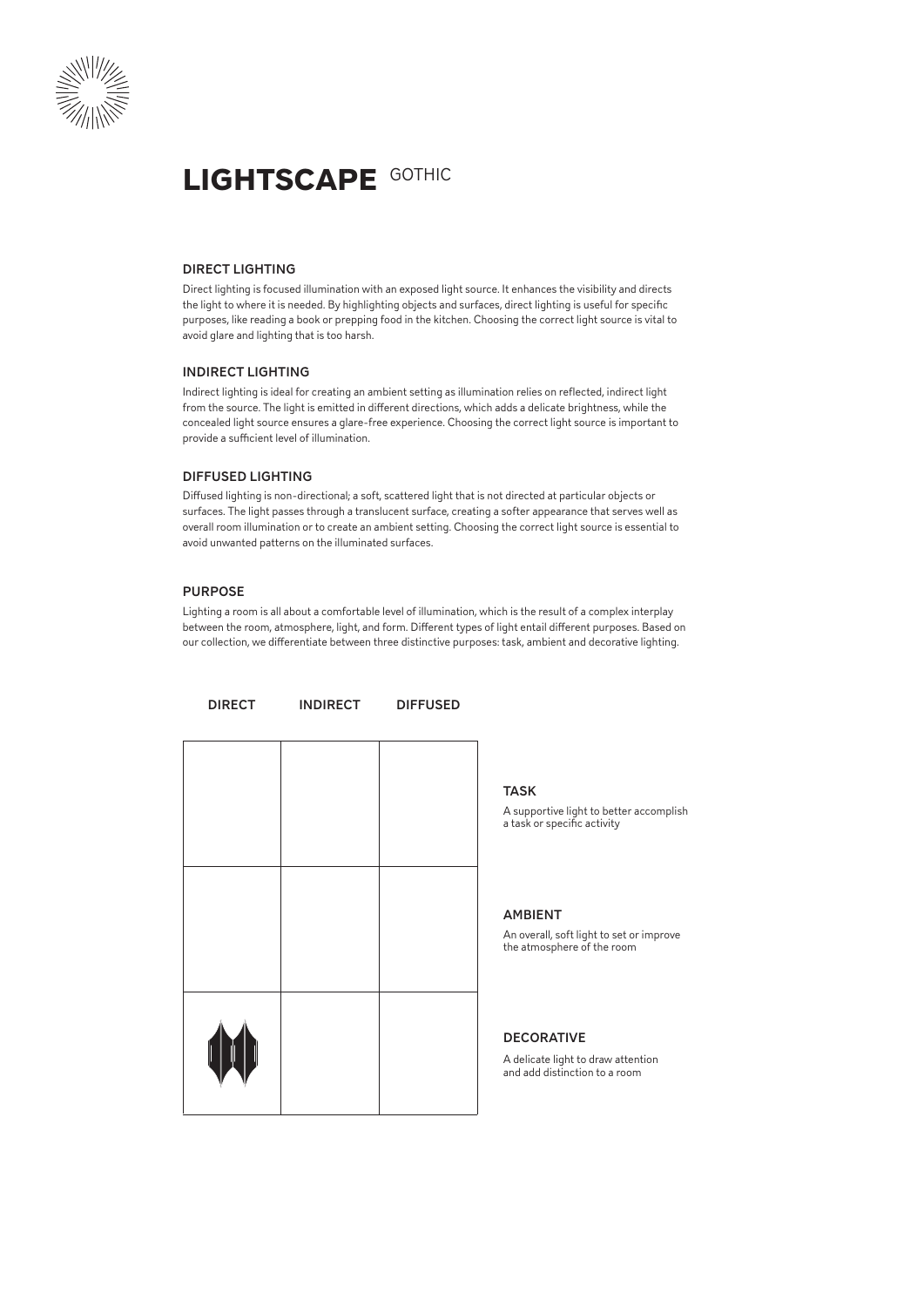# LIGHTSCAPE GOTHIC

### DIRECT LIGHTING

Direct lighting is focused illumination with an exposed light source. It enhances the visibility and directs the light to where it is needed. By highlighting objects and surfaces, direct lighting is useful for specific purposes, like reading a book or prepping food in the kitchen. Choosing the correct light source is vital to avoid glare and lighting that is too harsh.

### INDIRECT LIGHTING

Indirect lighting is ideal for creating an ambient setting as illumination relies on reflected, indirect light from the source. The light is emitted in different directions, which adds a delicate brightness, while the concealed light source ensures a glare-free experience. Choosing the correct light source is important to provide a sufficient level of illumination.

### DIFFUSED LIGHTING

Diffused lighting is non-directional; a soft, scattered light that is not directed at particular objects or surfaces. The light passes through a translucent surface, creating a softer appearance that serves well as overall room illumination or to create an ambient setting. Choosing the correct light source is essential to avoid unwanted patterns on the illuminated surfaces.

### PURPOSE

Lighting a room is all about a comfortable level of illumination, which is the result of a complex interplay between the room, atmosphere, light, and form. Different types of light entail different purposes. Based on our collection, we differentiate between three distinctive purposes: task, ambient and decorative lighting.

| DIRECT | INDIRECT | DIFFUSED | |
|---|---|---|---|
| | | | **TASK**<br>A supportive light to better accomplish a task or specific activity |
| | | | **AMBIENT**<br>An overall, soft light to set or improve the atmosphere of the room |
| ● | | | **DECORATIVE**<br>A delicate light to draw attention and add distinction to a room |